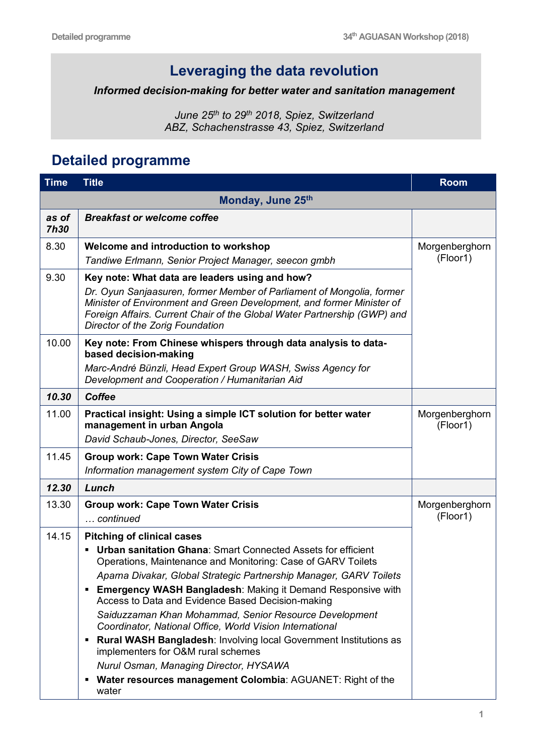# Leveraging the data revolution

***Informed decision-making for better water and sanitation management***

*June 25th to 29th 2018, Spiez, Switzerland*
*ABZ, Schachenstrasse 43, Spiez, Switzerland*

## Detailed programme

| Time | Title | Room |
|---|---|---|
| | **Monday, June 25th** | |
| ***as of 7h30*** | ***Breakfast or welcome coffee*** | |
| 8.30 | **Welcome and introduction to workshop**<br>*Tandiwe Erlmann, Senior Project Manager, seecon gmbh* | Morgenberghorn (Floor1) |
| 9.30 | **Key note: What data are leaders using and how?**<br>*Dr. Oyun Sanjaasuren, former Member of Parliament of Mongolia, former Minister of Environment and Green Development, and former Minister of Foreign Affairs. Current Chair of the Global Water Partnership (GWP) and Director of the Zorig Foundation* | |
| 10.00 | **Key note: From Chinese whispers through data analysis to data-based decision-making**<br>*Marc-André Bünzli, Head Expert Group WASH, Swiss Agency for Development and Cooperation / Humanitarian Aid* | |
| ***10.30*** | ***Coffee*** | |
| 11.00 | **Practical insight: Using a simple ICT solution for better water management in urban Angola**<br>*David Schaub-Jones, Director, SeeSaw* | Morgenberghorn (Floor1) |
| 11.45 | **Group work: Cape Town Water Crisis**<br>*Information management system City of Cape Town* | |
| ***12.30*** | ***Lunch*** | |
| 13.30 | **Group work: Cape Town Water Crisis**<br>*… continued* | Morgenberghorn (Floor1) |
| 14.15 | **Pitching of clinical cases**<br>▪ **Urban sanitation Ghana**: Smart Connected Assets for efficient Operations, Maintenance and Monitoring: Case of GARV Toilets<br>*Aparna Divakar, Global Strategic Partnership Manager, GARV Toilets*<br>▪ **Emergency WASH Bangladesh**: Making it Demand Responsive with Access to Data and Evidence Based Decision-making<br>*Saiduzzaman Khan Mohammad, Senior Resource Development Coordinator, National Office, World Vision International*<br>▪ **Rural WASH Bangladesh**: Involving local Government Institutions as implementers for O&M rural schemes<br>*Nurul Osman, Managing Director, HYSAWA*<br>▪ **Water resources management Colombia**: AGUANET: Right of the water | |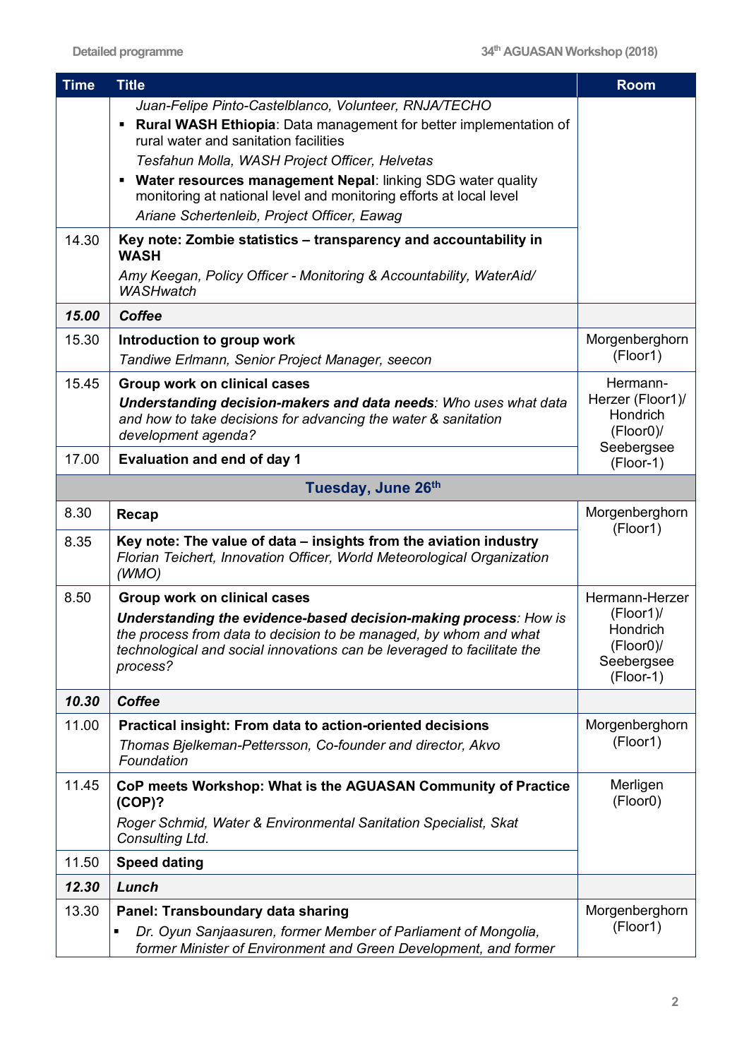| Time | Title | Room |
|---|---|---|
| | *Juan-Felipe Pinto-Castelblanco, Volunteer, RNJA/TECHO*<br>▪ **Rural WASH Ethiopia**: Data management for better implementation of rural water and sanitation facilities<br>*Tesfahun Molla, WASH Project Officer, Helvetas*<br>▪ **Water resources management Nepal**: linking SDG water quality monitoring at national level and monitoring efforts at local level<br>*Ariane Schertenleib, Project Officer, Eawag* | |
| 14.30 | **Key note: Zombie statistics – transparency and accountability in WASH**<br>*Amy Keegan, Policy Officer - Monitoring & Accountability, WaterAid/ WASHwatch* | |
| ***15.00*** | ***Coffee*** | |
| 15.30 | **Introduction to group work**<br>*Tandiwe Erlmann, Senior Project Manager, seecon* | Morgenberghorn (Floor1) |
| 15.45 | **Group work on clinical cases**<br>***Understanding decision-makers and data needs****: Who uses what data and how to take decisions for advancing the water & sanitation development agenda?* | Hermann-Herzer (Floor1)/ Hondrich (Floor0)/ Seebergsee (Floor-1) |
| 17.00 | **Evaluation and end of day 1** | |
| | **Tuesday, June 26th** | |
| 8.30 | **Recap** | Morgenberghorn (Floor1) |
| 8.35 | **Key note: The value of data – insights from the aviation industry**<br>*Florian Teichert, Innovation Officer, World Meteorological Organization (WMO)* | |
| 8.50 | **Group work on clinical cases**<br>***Understanding the evidence-based decision-making process****: How is the process from data to decision to be managed, by whom and what technological and social innovations can be leveraged to facilitate the process?* | Hermann-Herzer (Floor1)/ Hondrich (Floor0)/ Seebergsee (Floor-1) |
| ***10.30*** | ***Coffee*** | |
| 11.00 | **Practical insight: From data to action-oriented decisions**<br>*Thomas Bjelkeman-Pettersson, Co-founder and director, Akvo Foundation* | Morgenberghorn (Floor1) |
| 11.45 | **CoP meets Workshop: What is the AGUASAN Community of Practice (COP)?**<br>*Roger Schmid, Water & Environmental Sanitation Specialist, Skat Consulting Ltd.* | Merligen (Floor0) |
| 11.50 | **Speed dating** | |
| ***12.30*** | ***Lunch*** | |
| 13.30 | **Panel: Transboundary data sharing**<br>▪ *Dr. Oyun Sanjaasuren, former Member of Parliament of Mongolia, former Minister of Environment and Green Development, and former* | Morgenberghorn (Floor1) |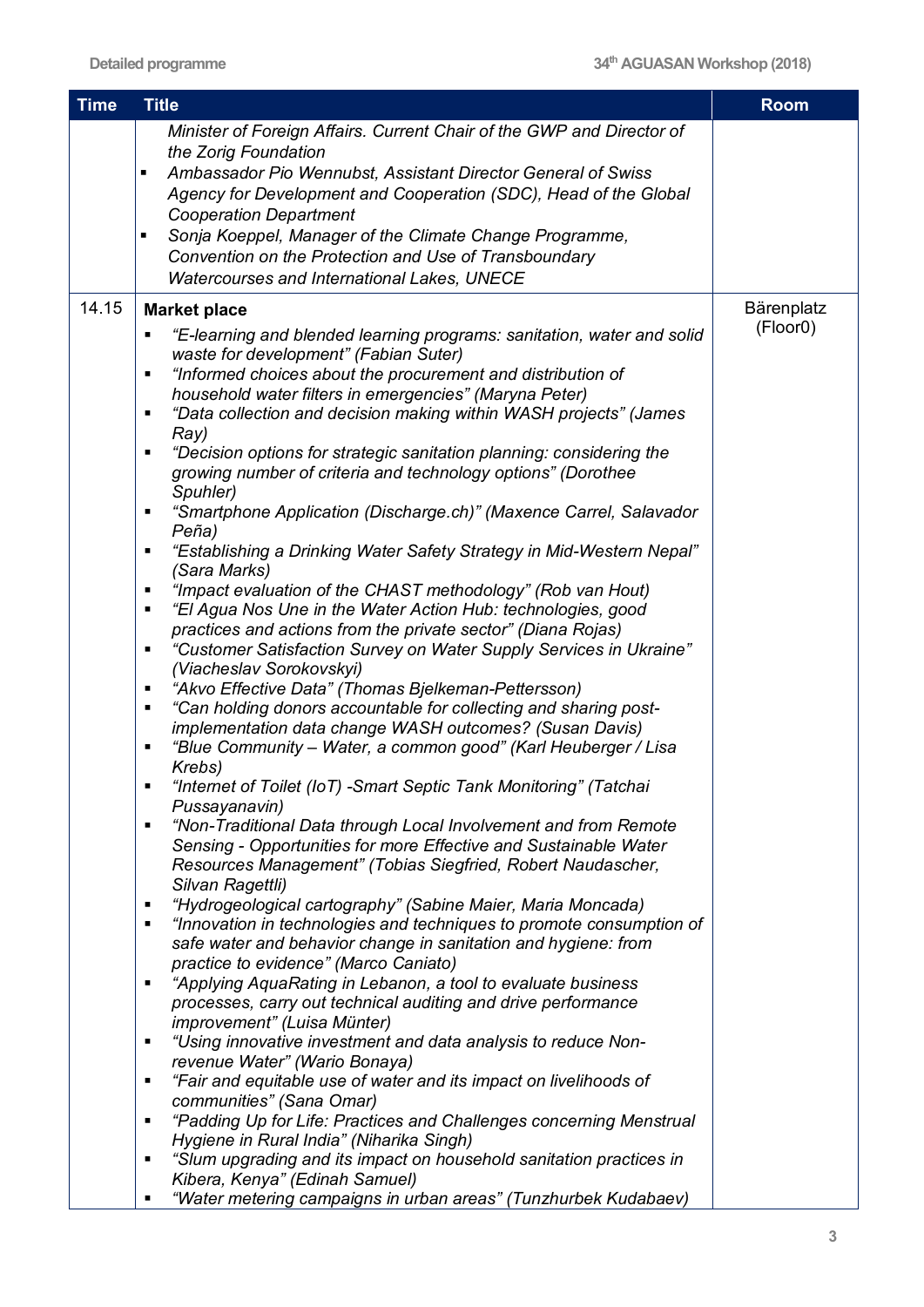| Time | Title | Room |
|---|---|---|
| | *Minister of Foreign Affairs. Current Chair of the GWP and Director of the Zorig Foundation*<br>▪ *Ambassador Pio Wennubst, Assistant Director General of Swiss Agency for Development and Cooperation (SDC), Head of the Global Cooperation Department*<br>▪ *Sonja Koeppel, Manager of the Climate Change Programme, Convention on the Protection and Use of Transboundary Watercourses and International Lakes, UNECE* | |
| 14.15 | **Market place**<br>▪ *"E-learning and blended learning programs: sanitation, water and solid waste for development" (Fabian Suter)*<br>▪ *"Informed choices about the procurement and distribution of household water filters in emergencies" (Maryna Peter)*<br>▪ *"Data collection and decision making within WASH projects" (James Ray)*<br>▪ *"Decision options for strategic sanitation planning: considering the growing number of criteria and technology options" (Dorothee Spuhler)*<br>▪ *"Smartphone Application (Discharge.ch)" (Maxence Carrel, Salavador Peña)*<br>▪ *"Establishing a Drinking Water Safety Strategy in Mid-Western Nepal" (Sara Marks)*<br>▪ *"Impact evaluation of the CHAST methodology" (Rob van Hout)*<br>▪ *"El Agua Nos Une in the Water Action Hub: technologies, good practices and actions from the private sector" (Diana Rojas)*<br>▪ *"Customer Satisfaction Survey on Water Supply Services in Ukraine" (Viacheslav Sorokovskyi)*<br>▪ *"Akvo Effective Data" (Thomas Bjelkeman-Pettersson)*<br>▪ *"Can holding donors accountable for collecting and sharing post-implementation data change WASH outcomes? (Susan Davis)*<br>▪ *"Blue Community – Water, a common good" (Karl Heuberger / Lisa Krebs)*<br>▪ *"Internet of Toilet (IoT) -Smart Septic Tank Monitoring" (Tatchai Pussayanavin)*<br>▪ *"Non-Traditional Data through Local Involvement and from Remote Sensing - Opportunities for more Effective and Sustainable Water Resources Management" (Tobias Siegfried, Robert Naudascher, Silvan Ragettli)*<br>▪ *"Hydrogeological cartography" (Sabine Maier, Maria Moncada)*<br>▪ *"Innovation in technologies and techniques to promote consumption of safe water and behavior change in sanitation and hygiene: from practice to evidence" (Marco Caniato)*<br>▪ *"Applying AquaRating in Lebanon, a tool to evaluate business processes, carry out technical auditing and drive performance improvement" (Luisa Münter)*<br>▪ *"Using innovative investment and data analysis to reduce Non-revenue Water" (Wario Bonaya)*<br>▪ *"Fair and equitable use of water and its impact on livelihoods of communities" (Sana Omar)*<br>▪ *"Padding Up for Life: Practices and Challenges concerning Menstrual Hygiene in Rural India" (Niharika Singh)*<br>▪ *"Slum upgrading and its impact on household sanitation practices in Kibera, Kenya" (Edinah Samuel)*<br>▪ *"Water metering campaigns in urban areas" (Tunzhurbek Kudabaev)* | Bärenplatz (Floor0) |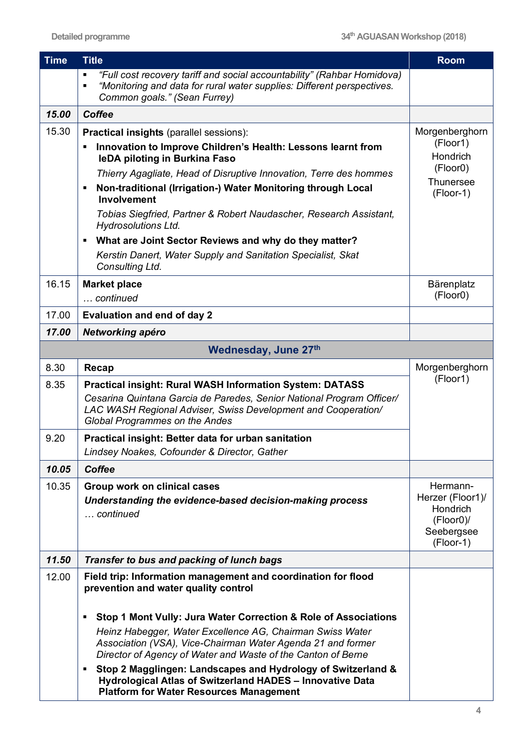| Time | Title | Room |
|---|---|---|
| | ▪ *"Full cost recovery tariff and social accountability" (Rahbar Homidova)*<br>▪ *"Monitoring and data for rural water supplies: Different perspectives. Common goals." (Sean Furrey)* | |
| ***15.00*** | ***Coffee*** | |
| 15.30 | **Practical insights** (parallel sessions):<br>▪ **Innovation to Improve Children's Health: Lessons learnt from IeDA piloting in Burkina Faso**<br>*Thierry Agagliate, Head of Disruptive Innovation, Terre des hommes*<br>▪ **Non-traditional (Irrigation-) Water Monitoring through Local Involvement**<br>*Tobias Siegfried, Partner & Robert Naudascher, Research Assistant, Hydrosolutions Ltd.*<br>▪ **What are Joint Sector Reviews and why do they matter?**<br>*Kerstin Danert, Water Supply and Sanitation Specialist, Skat Consulting Ltd.* | Morgenberghorn (Floor1)<br>Hondrich (Floor0)<br>Thunersee (Floor-1) |
| 16.15 | **Market place**<br>*… continued* | Bärenplatz (Floor0) |
| 17.00 | **Evaluation and end of day 2** | |
| ***17.00*** | ***Networking apéro*** | |
| | **Wednesday, June 27th** | |
| 8.30 | **Recap** | Morgenberghorn (Floor1) |
| 8.35 | **Practical insight: Rural WASH Information System: DATASS**<br>*Cesarina Quintana Garcia de Paredes, Senior National Program Officer/ LAC WASH Regional Adviser, Swiss Development and Cooperation/ Global Programmes on the Andes* | |
| 9.20 | **Practical insight: Better data for urban sanitation**<br>*Lindsey Noakes, Cofounder & Director, Gather* | |
| ***10.05*** | ***Coffee*** | |
| 10.35 | **Group work on clinical cases**<br>***Understanding the evidence-based decision-making process***<br>*… continued* | Hermann-Herzer (Floor1)/ Hondrich (Floor0)/ Seebergsee (Floor-1) |
| ***11.50*** | ***Transfer to bus and packing of lunch bags*** | |
| 12.00 | **Field trip: Information management and coordination for flood prevention and water quality control**<br>▪ **Stop 1 Mont Vully: Jura Water Correction & Role of Associations**<br>*Heinz Habegger, Water Excellence AG, Chairman Swiss Water Association (VSA), Vice-Chairman Water Agenda 21 and former Director of Agency of Water and Waste of the Canton of Berne*<br>▪ **Stop 2 Magglingen: Landscapes and Hydrology of Switzerland & Hydrological Atlas of Switzerland HADES – Innovative Data Platform for Water Resources Management** | |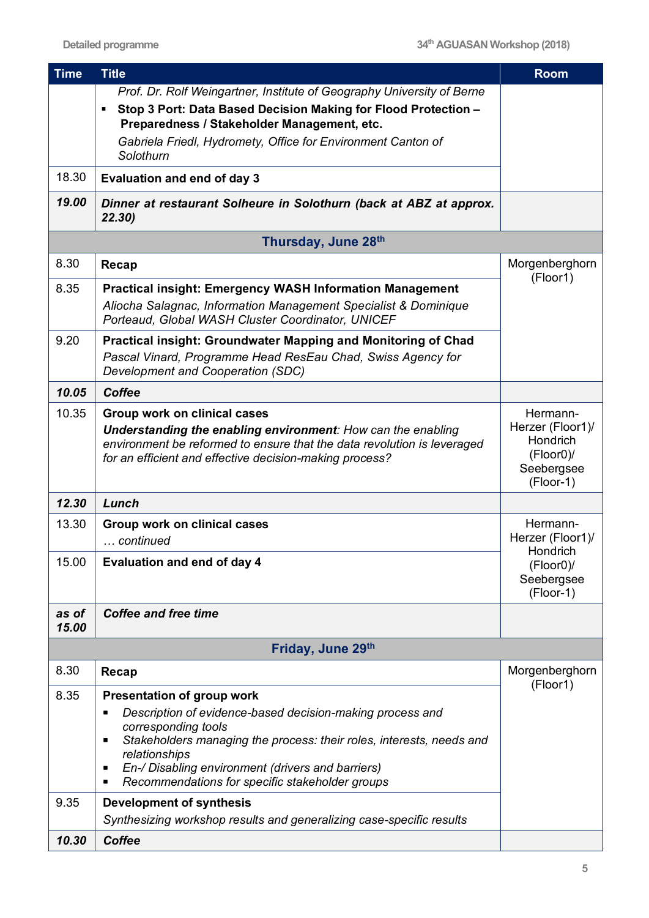| Time | Title | Room |
|---|---|---|
| | *Prof. Dr. Rolf Weingartner, Institute of Geography University of Berne*<br>▪ **Stop 3 Port: Data Based Decision Making for Flood Protection – Preparedness / Stakeholder Management, etc.**<br>*Gabriela Friedl, Hydromety, Office for Environment Canton of Solothurn* | |
| 18.30 | **Evaluation and end of day 3** | |
| ***19.00*** | ***Dinner at restaurant Solheure in Solothurn (back at ABZ at approx. 22.30)*** | |
| | **Thursday, June 28th** | |
| 8.30 | **Recap** | Morgenberghorn (Floor1) |
| 8.35 | **Practical insight: Emergency WASH Information Management**<br>*Aliocha Salagnac, Information Management Specialist & Dominique Porteaud, Global WASH Cluster Coordinator, UNICEF* | |
| 9.20 | **Practical insight: Groundwater Mapping and Monitoring of Chad**<br>*Pascal Vinard, Programme Head ResEau Chad, Swiss Agency for Development and Cooperation (SDC)* | |
| ***10.05*** | ***Coffee*** | |
| 10.35 | **Group work on clinical cases**<br>***Understanding the enabling environment****: How can the enabling environment be reformed to ensure that the data revolution is leveraged for an efficient and effective decision-making process?* | Hermann-Herzer (Floor1)/ Hondrich (Floor0)/ Seebergsee (Floor-1) |
| ***12.30*** | ***Lunch*** | |
| 13.30 | **Group work on clinical cases**<br>*… continued* | Hermann-Herzer (Floor1)/ Hondrich (Floor0)/ Seebergsee (Floor-1) |
| 15.00 | **Evaluation and end of day 4** | |
| ***as of 15.00*** | ***Coffee and free time*** | |
| | **Friday, June 29th** | |
| 8.30 | **Recap** | Morgenberghorn (Floor1) |
| 8.35 | **Presentation of group work**<br>▪ *Description of evidence-based decision-making process and corresponding tools*<br>▪ *Stakeholders managing the process: their roles, interests, needs and relationships*<br>▪ *En-/ Disabling environment (drivers and barriers)*<br>▪ *Recommendations for specific stakeholder groups* | |
| 9.35 | **Development of synthesis**<br>*Synthesizing workshop results and generalizing case-specific results* | |
| ***10.30*** | ***Coffee*** | |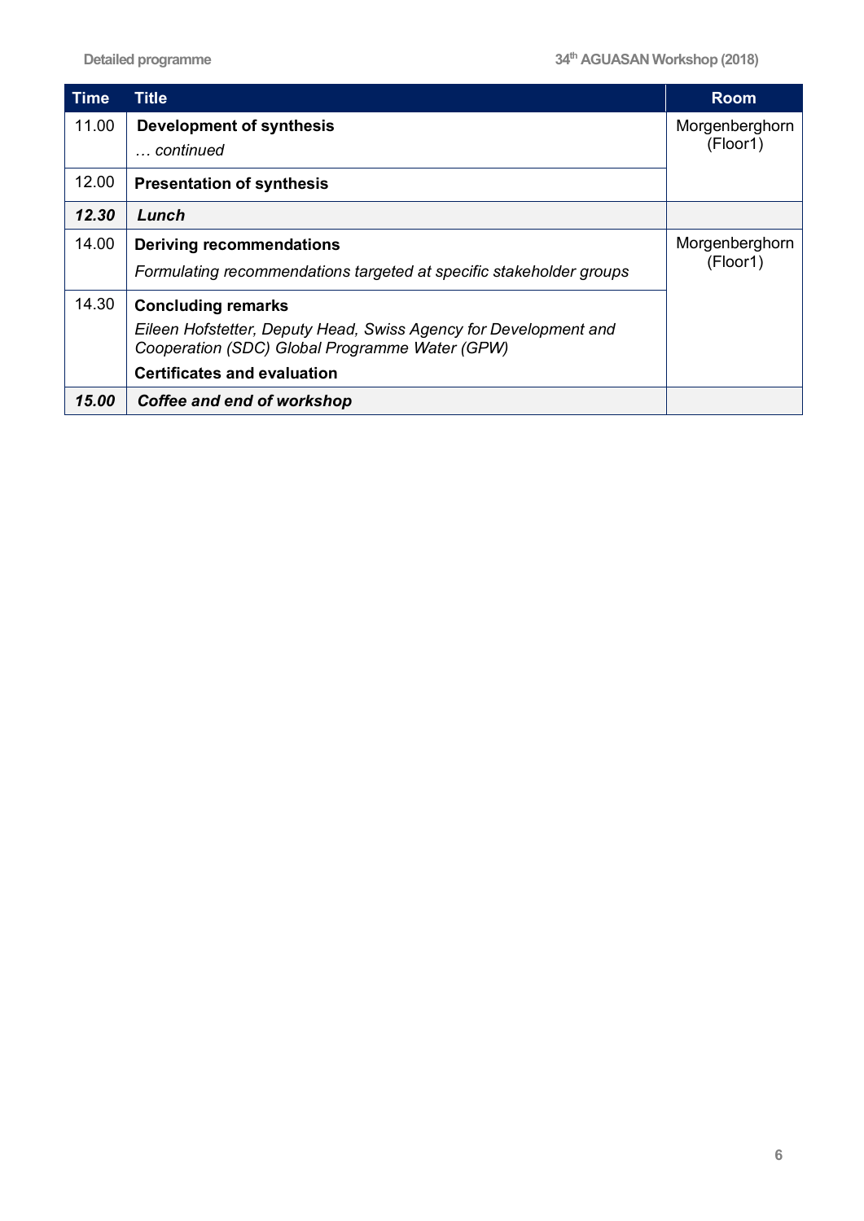| Time | Title | Room |
|---|---|---|
| 11.00 | **Development of synthesis**<br>*… continued* | Morgenberghorn (Floor1) |
| 12.00 | **Presentation of synthesis** | |
| ***12.30*** | ***Lunch*** | |
| 14.00 | **Deriving recommendations**<br>*Formulating recommendations targeted at specific stakeholder groups* | Morgenberghorn (Floor1) |
| 14.30 | **Concluding remarks**<br>*Eileen Hofstetter, Deputy Head, Swiss Agency for Development and Cooperation (SDC) Global Programme Water (GPW)*<br>**Certificates and evaluation** | |
| ***15.00*** | ***Coffee and end of workshop*** | |